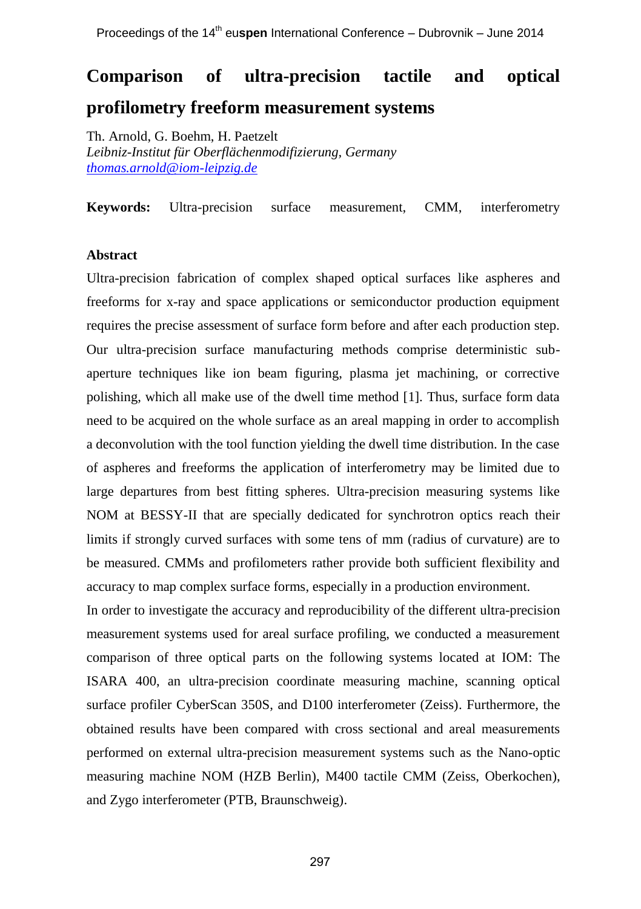# Comparison of ultra-precision tactile and optical profilometry freeform measurement systems

Th. Arnold, G. Boehm, H. Paetzelt
*Leibniz-Institut für Oberflächenmodifizierung, Germany*
*thomas.arnold@iom-leipzig.de*

**Keywords:** Ultra-precision surface measurement, CMM, interferometry

## Abstract

Ultra-precision fabrication of complex shaped optical surfaces like aspheres and freeforms for x-ray and space applications or semiconductor production equipment requires the precise assessment of surface form before and after each production step. Our ultra-precision surface manufacturing methods comprise deterministic sub-aperture techniques like ion beam figuring, plasma jet machining, or corrective polishing, which all make use of the dwell time method [1]. Thus, surface form data need to be acquired on the whole surface as an areal mapping in order to accomplish a deconvolution with the tool function yielding the dwell time distribution. In the case of aspheres and freeforms the application of interferometry may be limited due to large departures from best fitting spheres. Ultra-precision measuring systems like NOM at BESSY-II that are specially dedicated for synchrotron optics reach their limits if strongly curved surfaces with some tens of mm (radius of curvature) are to be measured. CMMs and profilometers rather provide both sufficient flexibility and accuracy to map complex surface forms, especially in a production environment.

In order to investigate the accuracy and reproducibility of the different ultra-precision measurement systems used for areal surface profiling, we conducted a measurement comparison of three optical parts on the following systems located at IOM: The ISARA 400, an ultra-precision coordinate measuring machine, scanning optical surface profiler CyberScan 350S, and D100 interferometer (Zeiss). Furthermore, the obtained results have been compared with cross sectional and areal measurements performed on external ultra-precision measurement systems such as the Nano-optic measuring machine NOM (HZB Berlin), M400 tactile CMM (Zeiss, Oberkochen), and Zygo interferometer (PTB, Braunschweig).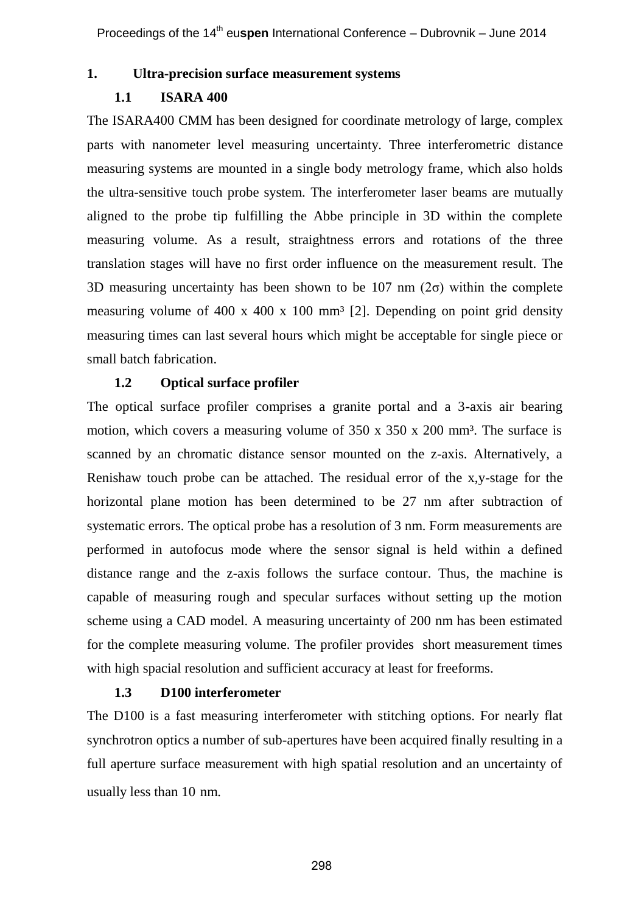## 1. Ultra-precision surface measurement systems

### 1.1 ISARA 400

The ISARA400 CMM has been designed for coordinate metrology of large, complex parts with nanometer level measuring uncertainty. Three interferometric distance measuring systems are mounted in a single body metrology frame, which also holds the ultra-sensitive touch probe system. The interferometer laser beams are mutually aligned to the probe tip fulfilling the Abbe principle in 3D within the complete measuring volume. As a result, straightness errors and rotations of the three translation stages will have no first order influence on the measurement result. The 3D measuring uncertainty has been shown to be 107 nm ($2\sigma$) within the complete measuring volume of 400 x 400 x 100 mm³ [2]. Depending on point grid density measuring times can last several hours which might be acceptable for single piece or small batch fabrication.

### 1.2 Optical surface profiler

The optical surface profiler comprises a granite portal and a 3-axis air bearing motion, which covers a measuring volume of 350 x 350 x 200 mm³. The surface is scanned by an chromatic distance sensor mounted on the z-axis. Alternatively, a Renishaw touch probe can be attached. The residual error of the x,y-stage for the horizontal plane motion has been determined to be 27 nm after subtraction of systematic errors. The optical probe has a resolution of 3 nm. Form measurements are performed in autofocus mode where the sensor signal is held within a defined distance range and the z-axis follows the surface contour. Thus, the machine is capable of measuring rough and specular surfaces without setting up the motion scheme using a CAD model. A measuring uncertainty of 200 nm has been estimated for the complete measuring volume. The profiler provides short measurement times with high spacial resolution and sufficient accuracy at least for freeforms.

### 1.3 D100 interferometer

The D100 is a fast measuring interferometer with stitching options. For nearly flat synchrotron optics a number of sub-apertures have been acquired finally resulting in a full aperture surface measurement with high spatial resolution and an uncertainty of usually less than 10 nm.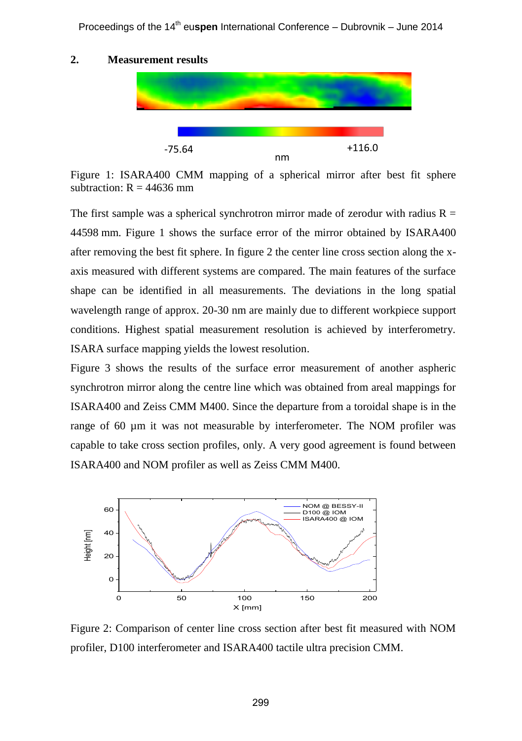## 2. Measurement results

Figure 1: ISARA400 CMM mapping of a spherical mirror after best fit sphere subtraction: R = 44636 mm

The first sample was a spherical synchrotron mirror made of zerodur with radius R = 44598 mm. Figure 1 shows the surface error of the mirror obtained by ISARA400 after removing the best fit sphere. In figure 2 the center line cross section along the x-axis measured with different systems are compared. The main features of the surface shape can be identified in all measurements. The deviations in the long spatial wavelength range of approx. 20-30 nm are mainly due to different workpiece support conditions. Highest spatial measurement resolution is achieved by interferometry. ISARA surface mapping yields the lowest resolution.

Figure 3 shows the results of the surface error measurement of another aspheric synchrotron mirror along the centre line which was obtained from areal mappings for ISARA400 and Zeiss CMM M400. Since the departure from a toroidal shape is in the range of 60 µm it was not measurable by interferometer. The NOM profiler was capable to take cross section profiles, only. A very good agreement is found between ISARA400 and NOM profiler as well as Zeiss CMM M400.

Figure 2: Comparison of center line cross section after best fit measured with NOM profiler, D100 interferometer and ISARA400 tactile ultra precision CMM.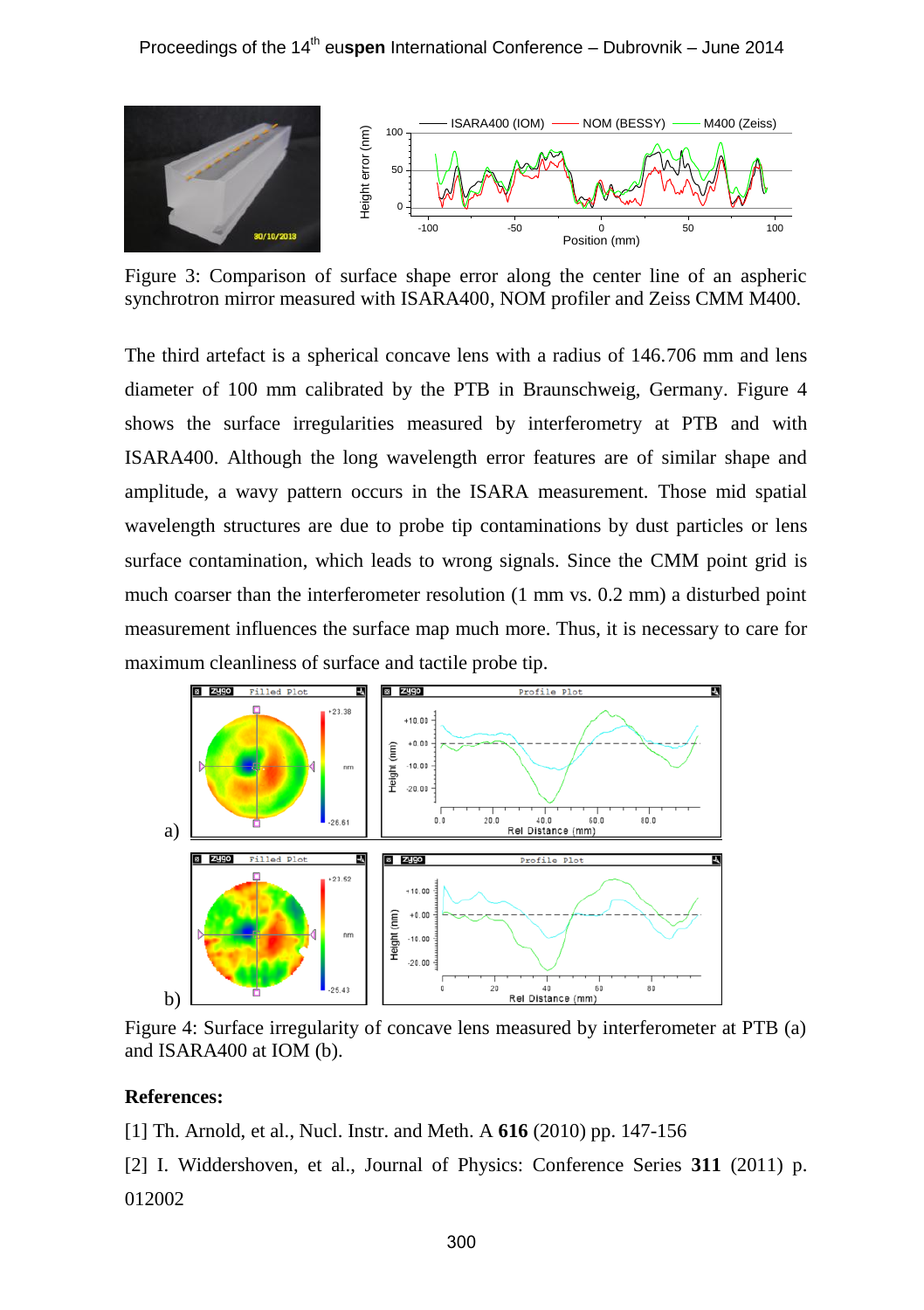ISARA400 (IOM) NOM (BESSY) M400 (Zeiss)

Height error (nm)

100

50

0

-100 -50 0 50 100

Position (mm)

Figure 3: Comparison of surface shape error along the center line of an aspheric synchrotron mirror measured with ISARA400, NOM profiler and Zeiss CMM M400.

The third artefact is a spherical concave lens with a radius of 146.706 mm and lens diameter of 100 mm calibrated by the PTB in Braunschweig, Germany. Figure 4 shows the surface irregularities measured by interferometry at PTB and with ISARA400. Although the long wavelength error features are of similar shape and amplitude, a wavy pattern occurs in the ISARA measurement. Those mid spatial wavelength structures are due to probe tip contaminations by dust particles or lens surface contamination, which leads to wrong signals. Since the CMM point grid is much coarser than the interferometer resolution (1 mm vs. 0.2 mm) a disturbed point measurement influences the surface map much more. Thus, it is necessary to care for maximum cleanliness of surface and tactile probe tip.

a)

Zygo Filled Plot

+23.38

nm

-26.61

Zygo Profile Plot

Height (nm)

+10.00

+0.00

-10.00

-20.00

0.0 20.0 40.0 60.0 80.0

Rel Distance (mm)

b)

Zygo Filled Plot

+23.52

nm

-25.43

Zygo Profile Plot

Height (nm)

+10.00

+0.00

-10.00

-20.00

0 20 40 60 80

Rel Distance (mm)

Figure 4: Surface irregularity of concave lens measured by interferometer at PTB (a) and ISARA400 at IOM (b).

**References:**

[1] Th. Arnold, et al., Nucl. Instr. and Meth. A **616** (2010) pp. 147-156

[2] I. Widdershoven, et al., Journal of Physics: Conference Series **311** (2011) p. 012002